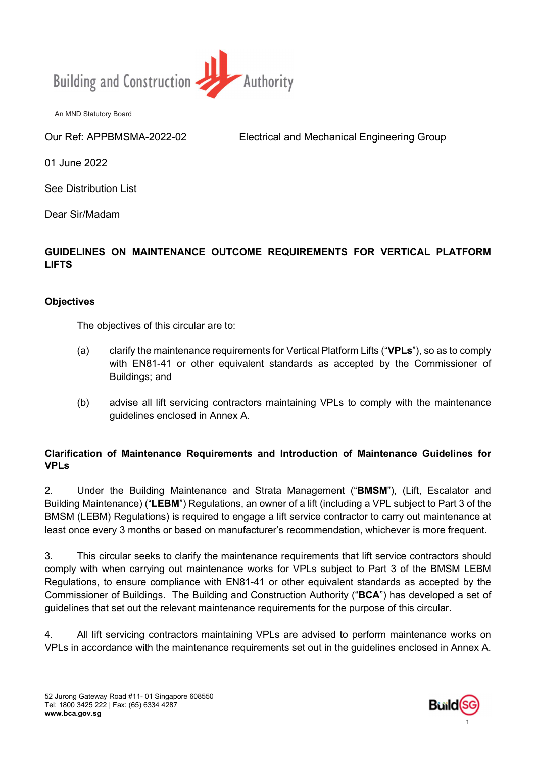Building and Construction Authority

An MND Statutory Board

Our Ref: APPBMSMA-2022-02 Electrical and Mechanical Engineering Group

01 June 2022

See Distribution List

Dear Sir/Madam

## GUIDELINES ON MAINTENANCE OUTCOME REQUIREMENTS FOR VERTICAL PLATFORM LIFTS

### Objectives

The objectives of this circular are to:

(a) clarify the maintenance requirements for Vertical Platform Lifts ("**VPLs**"), so as to comply with EN81-41 or other equivalent standards as accepted by the Commissioner of Buildings; and

(b) advise all lift servicing contractors maintaining VPLs to comply with the maintenance guidelines enclosed in Annex A.

### Clarification of Maintenance Requirements and Introduction of Maintenance Guidelines for VPLs

2. Under the Building Maintenance and Strata Management ("**BMSM**"), (Lift, Escalator and Building Maintenance) ("**LEBM**") Regulations, an owner of a lift (including a VPL subject to Part 3 of the BMSM (LEBM) Regulations) is required to engage a lift service contractor to carry out maintenance at least once every 3 months or based on manufacturer's recommendation, whichever is more frequent.

3. This circular seeks to clarify the maintenance requirements that lift service contractors should comply with when carrying out maintenance works for VPLs subject to Part 3 of the BMSM LEBM Regulations, to ensure compliance with EN81-41 or other equivalent standards as accepted by the Commissioner of Buildings. The Building and Construction Authority ("**BCA**") has developed a set of guidelines that set out the relevant maintenance requirements for the purpose of this circular.

4. All lift servicing contractors maintaining VPLs are advised to perform maintenance works on VPLs in accordance with the maintenance requirements set out in the guidelines enclosed in Annex A.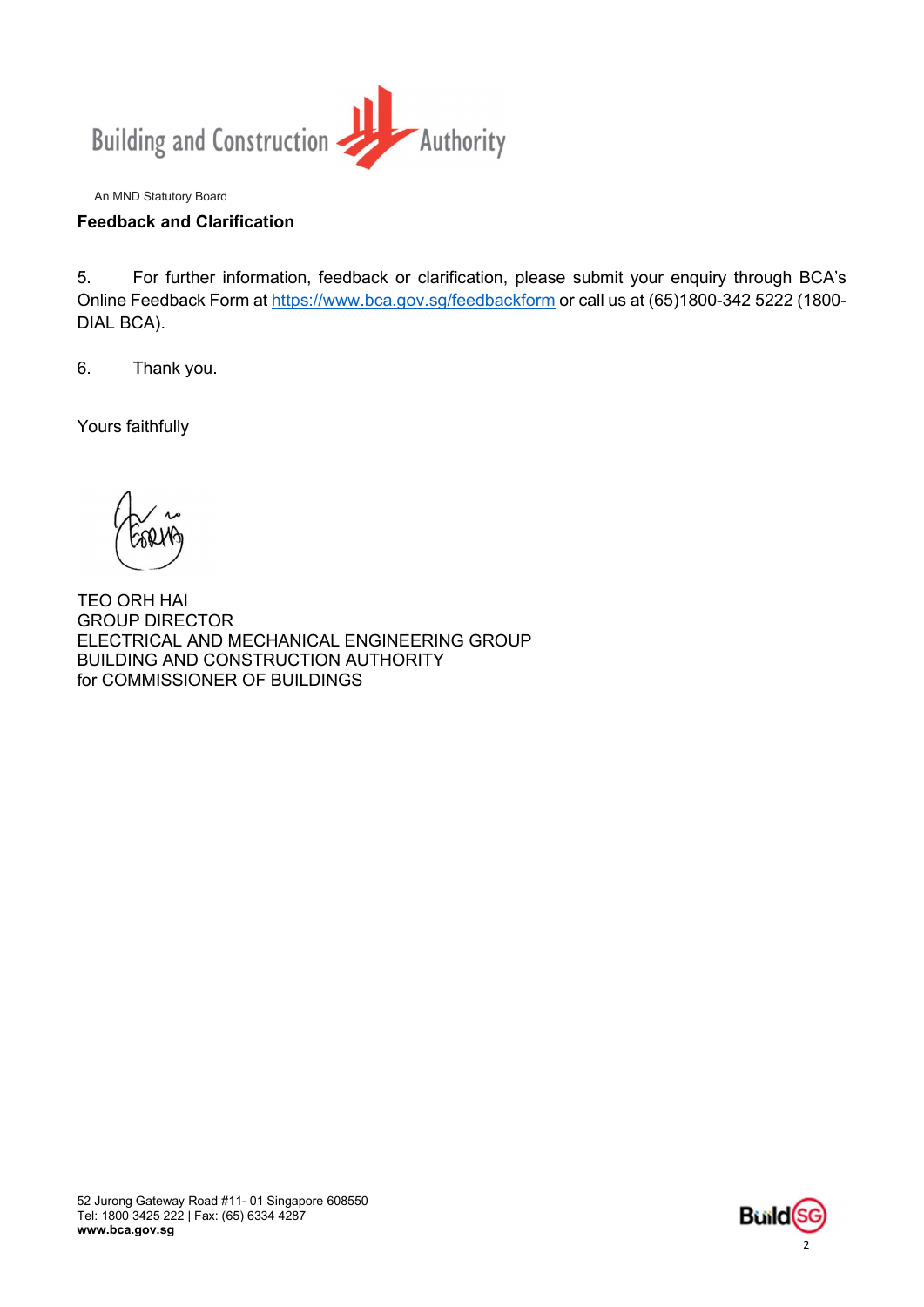**Feedback and Clarification**

5. For further information, feedback or clarification, please submit your enquiry through BCA's Online Feedback Form at https://www.bca.gov.sg/feedbackform or call us at (65)1800-342 5222 (1800-DIAL BCA).

6. Thank you.

Yours faithfully

TEO ORH HAI
GROUP DIRECTOR
ELECTRICAL AND MECHANICAL ENGINEERING GROUP
BUILDING AND CONSTRUCTION AUTHORITY
for COMMISSIONER OF BUILDINGS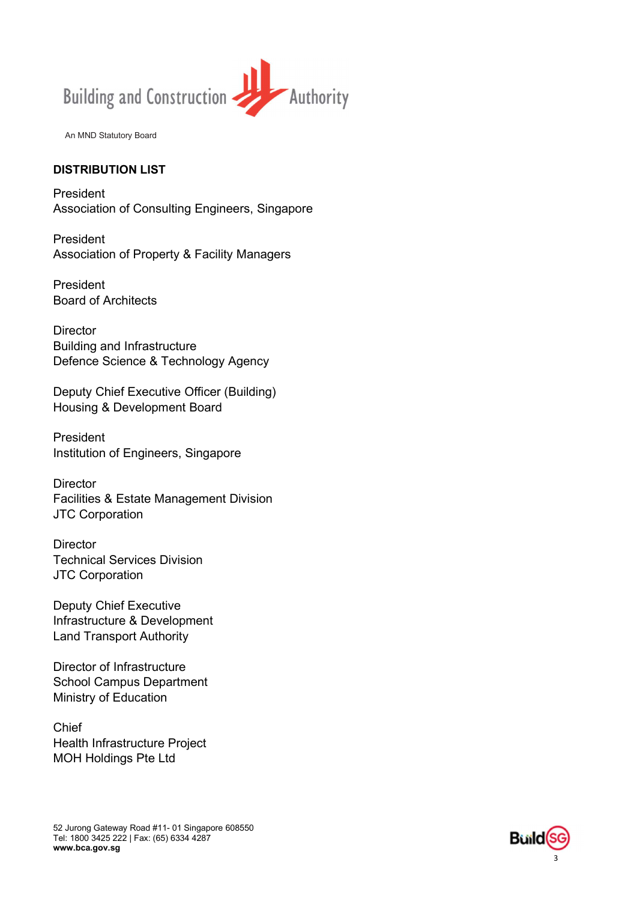Building and Construction Authority

An MND Statutory Board

**DISTRIBUTION LIST**

President
Association of Consulting Engineers, Singapore

President
Association of Property & Facility Managers

President
Board of Architects

Director
Building and Infrastructure
Defence Science & Technology Agency

Deputy Chief Executive Officer (Building)
Housing & Development Board

President
Institution of Engineers, Singapore

Director
Facilities & Estate Management Division
JTC Corporation

Director
Technical Services Division
JTC Corporation

Deputy Chief Executive
Infrastructure & Development
Land Transport Authority

Director of Infrastructure
School Campus Department
Ministry of Education

Chief
Health Infrastructure Project
MOH Holdings Pte Ltd

52 Jurong Gateway Road #11- 01 Singapore 608550
Tel: 1800 3425 222 | Fax: (65) 6334 4287
**www.bca.gov.sg**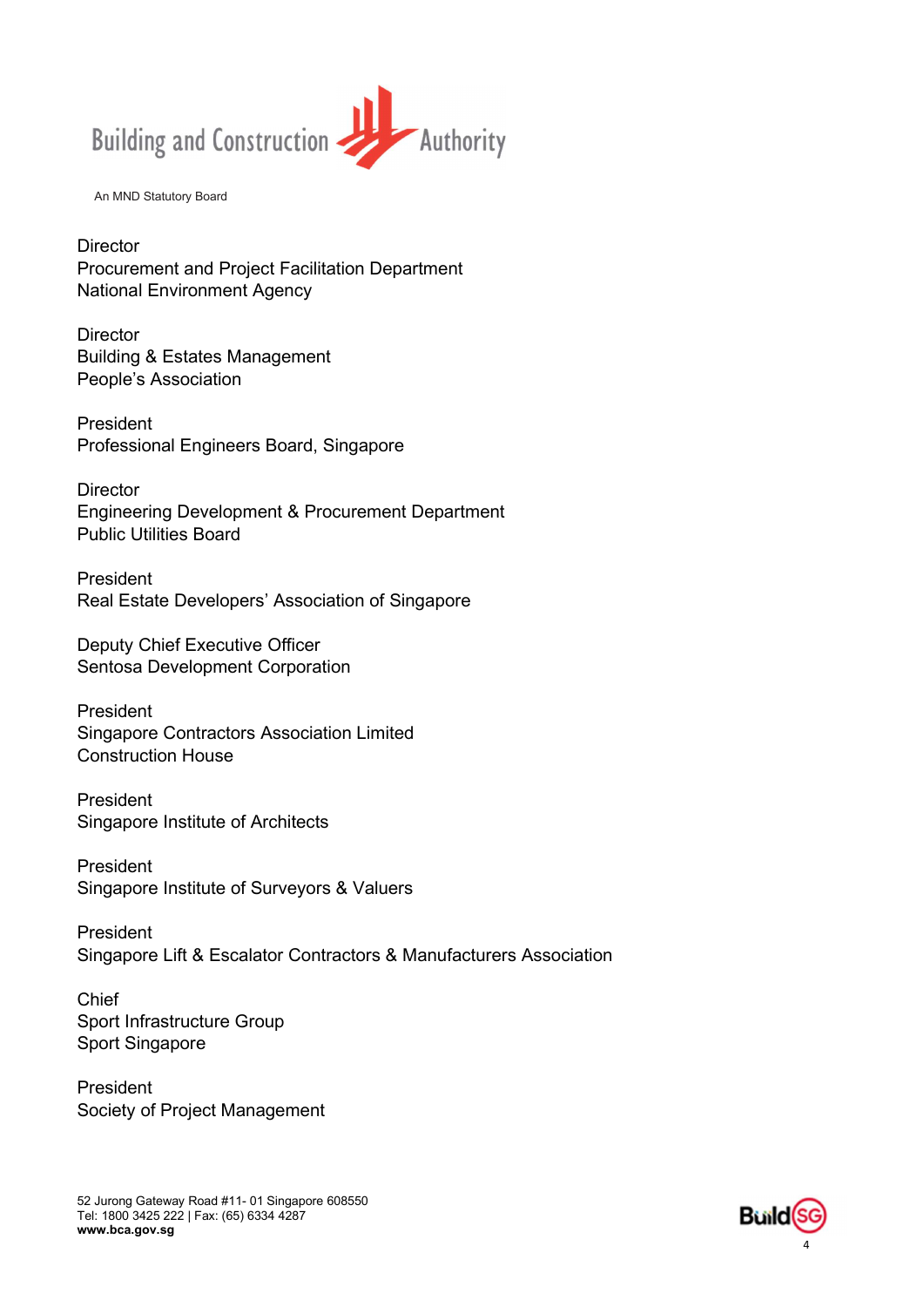Building and Construction Authority

An MND Statutory Board

Director
Procurement and Project Facilitation Department
National Environment Agency

Director
Building & Estates Management
People's Association

President
Professional Engineers Board, Singapore

Director
Engineering Development & Procurement Department
Public Utilities Board

President
Real Estate Developers' Association of Singapore

Deputy Chief Executive Officer
Sentosa Development Corporation

President
Singapore Contractors Association Limited
Construction House

President
Singapore Institute of Architects

President
Singapore Institute of Surveyors & Valuers

President
Singapore Lift & Escalator Contractors & Manufacturers Association

Chief
Sport Infrastructure Group
Sport Singapore

President
Society of Project Management

52 Jurong Gateway Road #11- 01 Singapore 608550
Tel: 1800 3425 222 | Fax: (65) 6334 4287
**www.bca.gov.sg**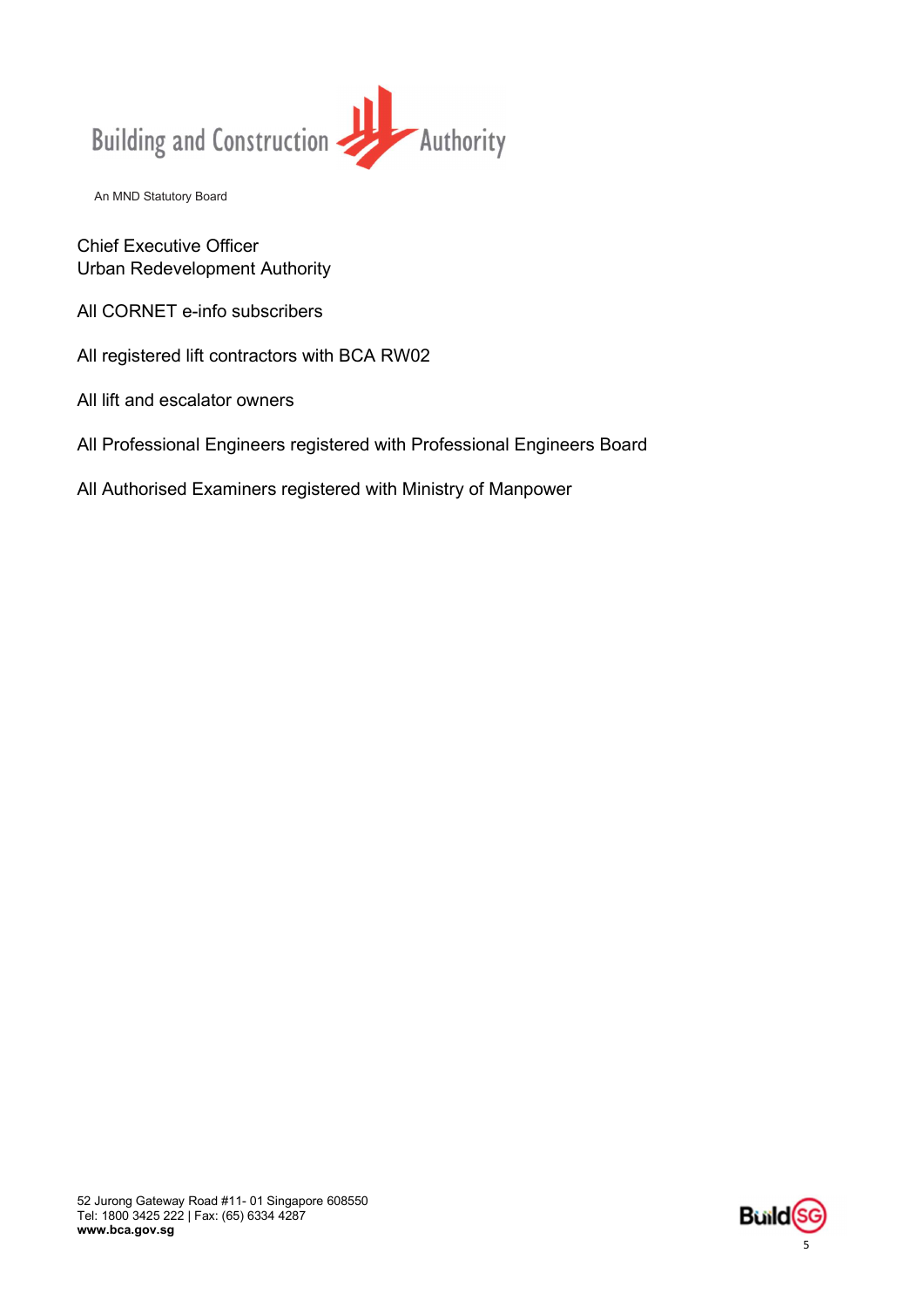Building and Construction Authority

An MND Statutory Board

Chief Executive Officer
Urban Redevelopment Authority

All CORNET e-info subscribers

All registered lift contractors with BCA RW02

All lift and escalator owners

All Professional Engineers registered with Professional Engineers Board

All Authorised Examiners registered with Ministry of Manpower

52 Jurong Gateway Road #11- 01 Singapore 608550
Tel: 1800 3425 222 | Fax: (65) 6334 4287
**www.bca.gov.sg**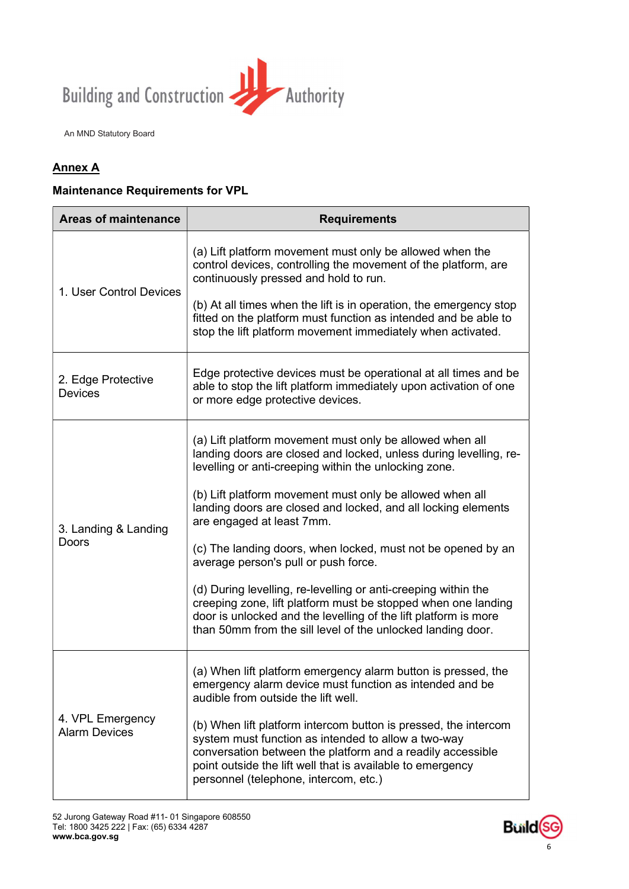**Annex A**

**Maintenance Requirements for VPL**

| Areas of maintenance | Requirements |
|---|---|
| 1. User Control Devices | (a) Lift platform movement must only be allowed when the control devices, controlling the movement of the platform, are continuously pressed and hold to run.<br><br>(b) At all times when the lift is in operation, the emergency stop fitted on the platform must function as intended and be able to stop the lift platform movement immediately when activated. |
| 2. Edge Protective Devices | Edge protective devices must be operational at all times and be able to stop the lift platform immediately upon activation of one or more edge protective devices. |
| 3. Landing & Landing Doors | (a) Lift platform movement must only be allowed when all landing doors are closed and locked, unless during levelling, re-levelling or anti-creeping within the unlocking zone.<br><br>(b) Lift platform movement must only be allowed when all landing doors are closed and locked, and all locking elements are engaged at least 7mm.<br><br>(c) The landing doors, when locked, must not be opened by an average person's pull or push force.<br><br>(d) During levelling, re-levelling or anti-creeping within the creeping zone, lift platform must be stopped when one landing door is unlocked and the levelling of the lift platform is more than 50mm from the sill level of the unlocked landing door. |
| 4. VPL Emergency Alarm Devices | (a) When lift platform emergency alarm button is pressed, the emergency alarm device must function as intended and be audible from outside the lift well.<br><br>(b) When lift platform intercom button is pressed, the intercom system must function as intended to allow a two-way conversation between the platform and a readily accessible point outside the lift well that is available to emergency personnel (telephone, intercom, etc.) |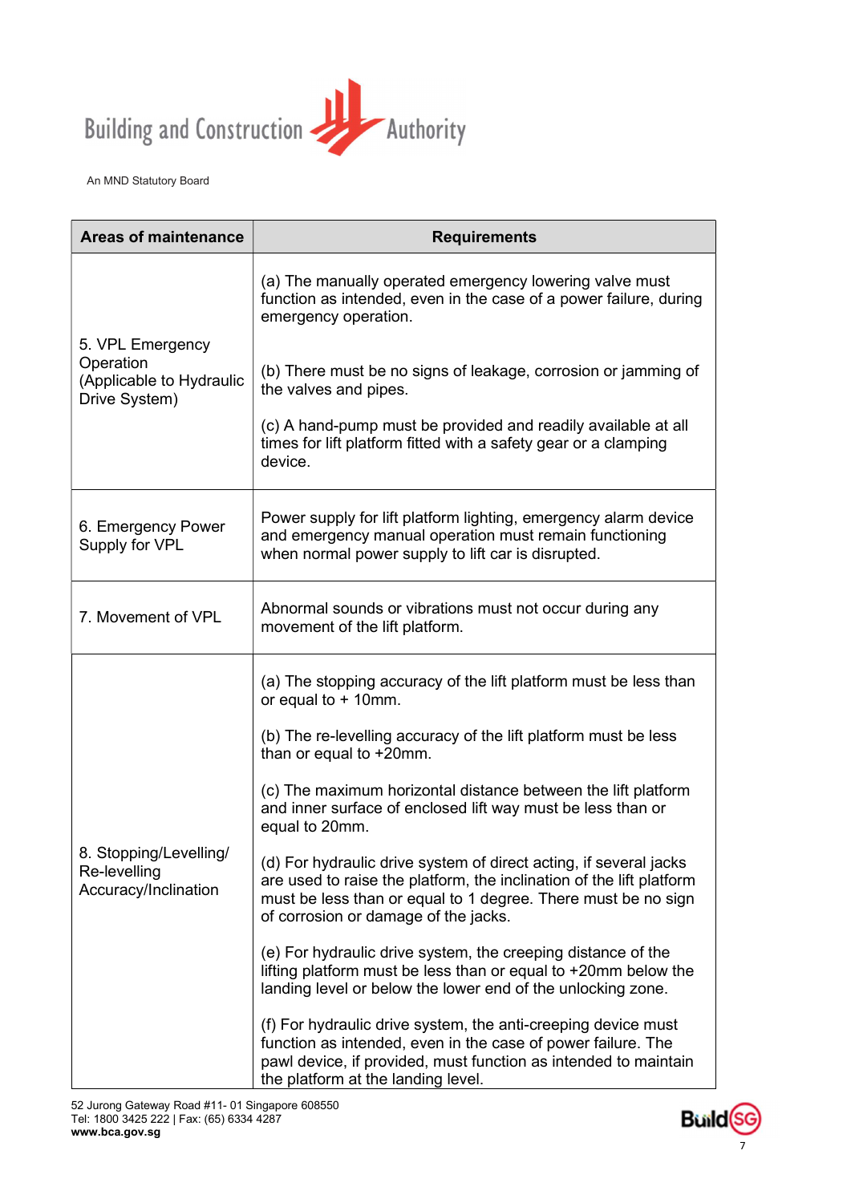| Areas of maintenance | Requirements |
|---|---|
| 5. VPL Emergency Operation (Applicable to Hydraulic Drive System) | (a) The manually operated emergency lowering valve must function as intended, even in the case of a power failure, during emergency operation.<br><br>(b) There must be no signs of leakage, corrosion or jamming of the valves and pipes.<br><br>(c) A hand-pump must be provided and readily available at all times for lift platform fitted with a safety gear or a clamping device. |
| 6. Emergency Power Supply for VPL | Power supply for lift platform lighting, emergency alarm device and emergency manual operation must remain functioning when normal power supply to lift car is disrupted. |
| 7. Movement of VPL | Abnormal sounds or vibrations must not occur during any movement of the lift platform. |
| 8. Stopping/Levelling/ Re-levelling Accuracy/Inclination | (a) The stopping accuracy of the lift platform must be less than or equal to + 10mm.<br><br>(b) The re-levelling accuracy of the lift platform must be less than or equal to +20mm.<br><br>(c) The maximum horizontal distance between the lift platform and inner surface of enclosed lift way must be less than or equal to 20mm.<br><br>(d) For hydraulic drive system of direct acting, if several jacks are used to raise the platform, the inclination of the lift platform must be less than or equal to 1 degree. There must be no sign of corrosion or damage of the jacks.<br><br>(e) For hydraulic drive system, the creeping distance of the lifting platform must be less than or equal to +20mm below the landing level or below the lower end of the unlocking zone.<br><br>(f) For hydraulic drive system, the anti-creeping device must function as intended, even in the case of power failure. The pawl device, if provided, must function as intended to maintain the platform at the landing level. |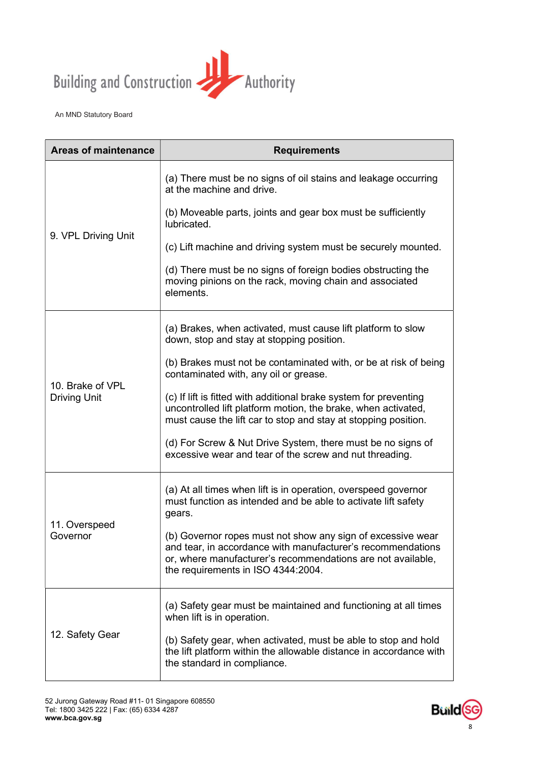| Areas of maintenance | Requirements |
|---|---|
| 9. VPL Driving Unit | (a) There must be no signs of oil stains and leakage occurring at the machine and drive.<br><br>(b) Moveable parts, joints and gear box must be sufficiently lubricated.<br><br>(c) Lift machine and driving system must be securely mounted.<br><br>(d) There must be no signs of foreign bodies obstructing the moving pinions on the rack, moving chain and associated elements. |
| 10. Brake of VPL Driving Unit | (a) Brakes, when activated, must cause lift platform to slow down, stop and stay at stopping position.<br><br>(b) Brakes must not be contaminated with, or be at risk of being contaminated with, any oil or grease.<br><br>(c) If lift is fitted with additional brake system for preventing uncontrolled lift platform motion, the brake, when activated, must cause the lift car to stop and stay at stopping position.<br><br>(d) For Screw & Nut Drive System, there must be no signs of excessive wear and tear of the screw and nut threading. |
| 11. Overspeed Governor | (a) At all times when lift is in operation, overspeed governor must function as intended and be able to activate lift safety gears.<br><br>(b) Governor ropes must not show any sign of excessive wear and tear, in accordance with manufacturer's recommendations or, where manufacturer's recommendations are not available, the requirements in ISO 4344:2004. |
| 12. Safety Gear | (a) Safety gear must be maintained and functioning at all times when lift is in operation.<br><br>(b) Safety gear, when activated, must be able to stop and hold the lift platform within the allowable distance in accordance with the standard in compliance. |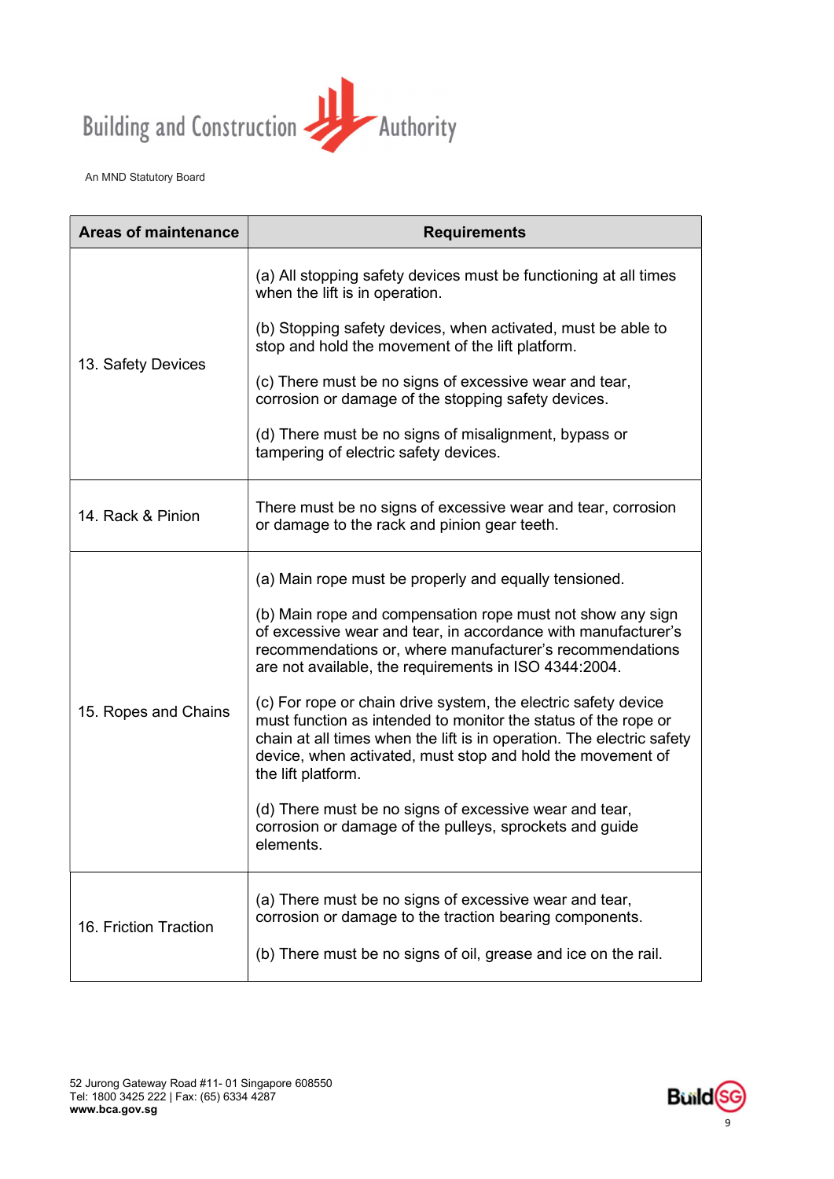| Areas of maintenance | Requirements |
|---|---|
| 13. Safety Devices | (a) All stopping safety devices must be functioning at all times when the lift is in operation.<br><br>(b) Stopping safety devices, when activated, must be able to stop and hold the movement of the lift platform.<br><br>(c) There must be no signs of excessive wear and tear, corrosion or damage of the stopping safety devices.<br><br>(d) There must be no signs of misalignment, bypass or tampering of electric safety devices. |
| 14. Rack & Pinion | There must be no signs of excessive wear and tear, corrosion or damage to the rack and pinion gear teeth. |
| 15. Ropes and Chains | (a) Main rope must be properly and equally tensioned.<br><br>(b) Main rope and compensation rope must not show any sign of excessive wear and tear, in accordance with manufacturer's recommendations or, where manufacturer's recommendations are not available, the requirements in ISO 4344:2004.<br><br>(c) For rope or chain drive system, the electric safety device must function as intended to monitor the status of the rope or chain at all times when the lift is in operation. The electric safety device, when activated, must stop and hold the movement of the lift platform.<br><br>(d) There must be no signs of excessive wear and tear, corrosion or damage of the pulleys, sprockets and guide elements. |
| 16. Friction Traction | (a) There must be no signs of excessive wear and tear, corrosion or damage to the traction bearing components.<br><br>(b) There must be no signs of oil, grease and ice on the rail. |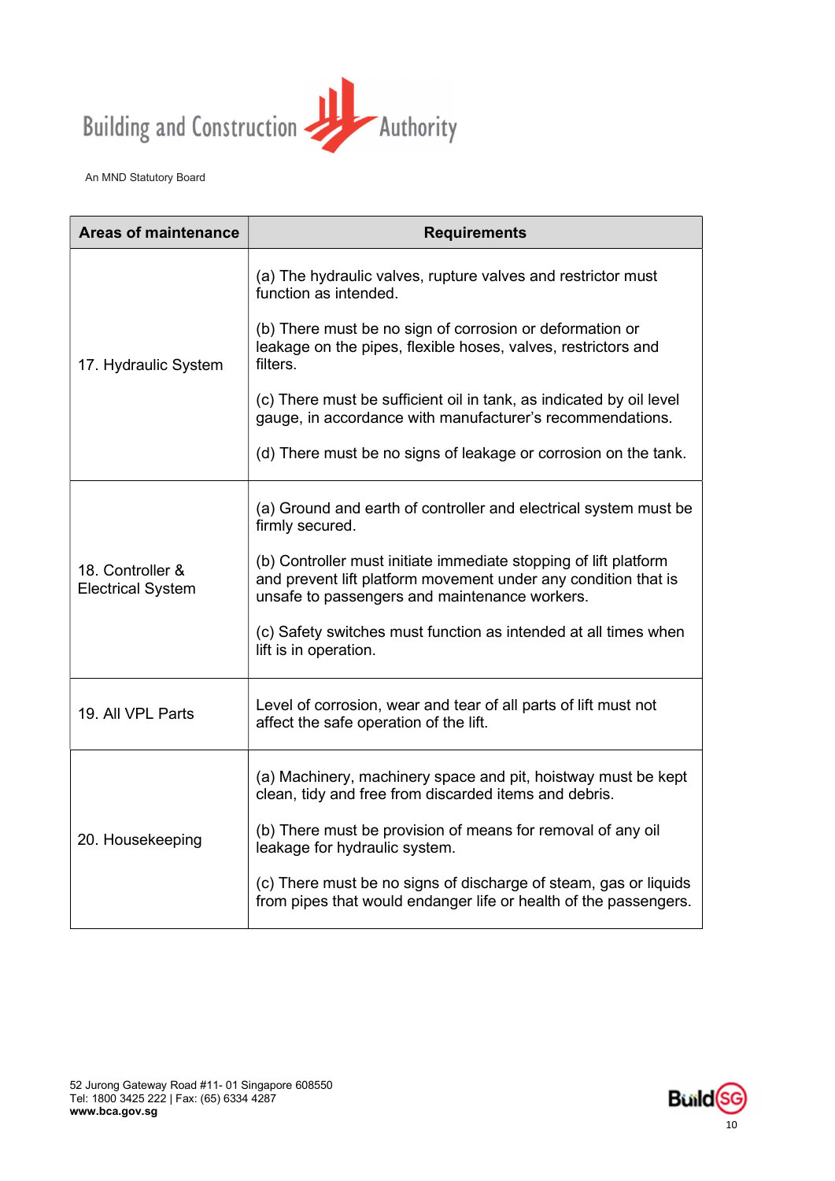| Areas of maintenance | Requirements |
| --- | --- |
| 17. Hydraulic System | (a) The hydraulic valves, rupture valves and restrictor must function as intended.<br><br>(b) There must be no sign of corrosion or deformation or leakage on the pipes, flexible hoses, valves, restrictors and filters.<br><br>(c) There must be sufficient oil in tank, as indicated by oil level gauge, in accordance with manufacturer's recommendations.<br><br>(d) There must be no signs of leakage or corrosion on the tank. |
| 18. Controller & Electrical System | (a) Ground and earth of controller and electrical system must be firmly secured.<br><br>(b) Controller must initiate immediate stopping of lift platform and prevent lift platform movement under any condition that is unsafe to passengers and maintenance workers.<br><br>(c) Safety switches must function as intended at all times when lift is in operation. |
| 19. All VPL Parts | Level of corrosion, wear and tear of all parts of lift must not affect the safe operation of the lift. |
| 20. Housekeeping | (a) Machinery, machinery space and pit, hoistway must be kept clean, tidy and free from discarded items and debris.<br><br>(b) There must be provision of means for removal of any oil leakage for hydraulic system.<br><br>(c) There must be no signs of discharge of steam, gas or liquids from pipes that would endanger life or health of the passengers. |